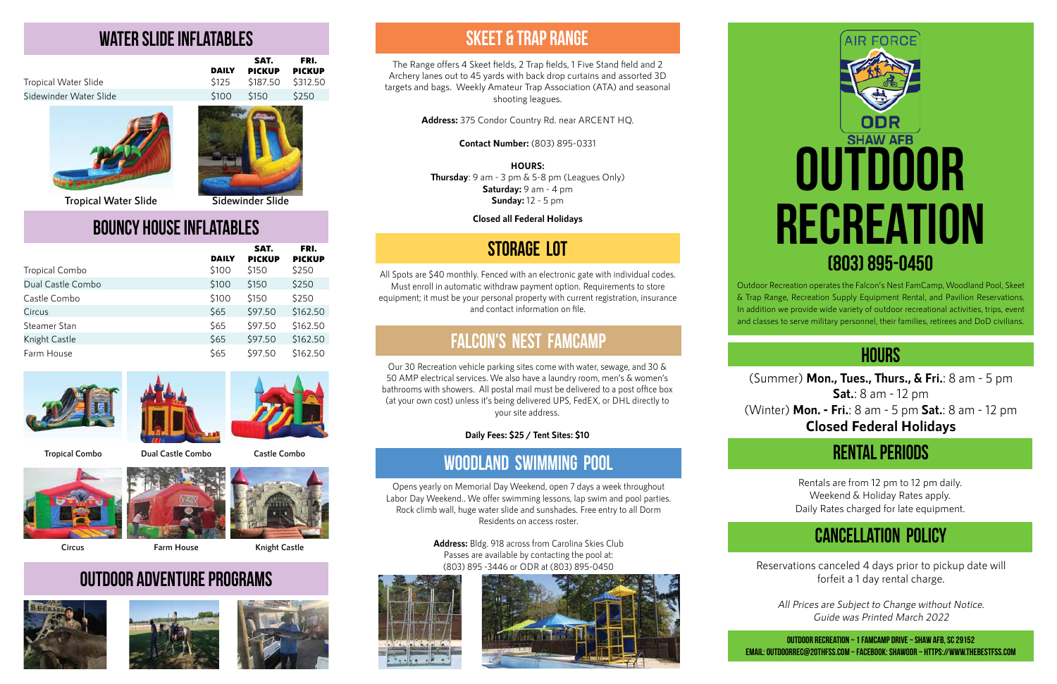# WATER SLIDE INFLATABLES

| | DAILY | SAT. PICKUP | FRI. PICKUP |
|---|---|---|---|
| Tropical Water Slide | $125 | $187.50 | $312.50 |
| Sidewinder Water Slide | $100 | $150 | $250 |

Tropical Water Slide

Sidewinder Slide

# BOUNCY HOUSE INFLATABLES

| | DAILY | SAT. PICKUP | FRI. PICKUP |
|---|---|---|---|
| Tropical Combo | $100 | $150 | $250 |
| Dual Castle Combo | $100 | $150 | $250 |
| Castle Combo | $100 | $150 | $250 |
| Circus | $65 | $97.50 | $162.50 |
| Steamer Stan | $65 | $97.50 | $162.50 |
| Knight Castle | $65 | $97.50 | $162.50 |
| Farm House | $65 | $97.50 | $162.50 |

Tropical Combo

Dual Castle Combo

Castle Combo

Circus

Farm House

Knight Castle

# OUTDOOR ADVENTURE PROGRAMS

# SKEET & TRAP RANGE

The Range offers 4 Skeet fields, 2 Trap fields, 1 Five Stand field and 2 Archery lanes out to 45 yards with back drop curtains and assorted 3D targets and bags. Weekly Amateur Trap Association (ATA) and seasonal shooting leagues.

**Address:** 375 Condor Country Rd. near ARCENT HQ.

**Contact Number:** (803) 895-0331

**HOURS:**
**Thursday**: 9 am - 3 pm & 5-8 pm (Leagues Only)
**Saturday:** 9 am - 4 pm
**Sunday:** 12 - 5 pm

**Closed all Federal Holidays**

# STORAGE LOT

All Spots are $40 monthly. Fenced with an electronic gate with individual codes. Must enroll in automatic withdraw payment option. Requirements to store equipment; it must be your personal property with current registration, insurance and contact information on file.

# FALCON'S NEST FAMCAMP

Our 30 Recreation vehicle parking sites come with water, sewage, and 30 & 50 AMP electrical services. We also have a laundry room, men's & women's bathrooms with showers. All postal mail must be delivered to a post office box (at your own cost) unless it's being delivered UPS, FedEX, or DHL directly to your site address.

**Daily Fees: $25 / Tent Sites: $10**

# WOODLAND SWIMMING POOL

Opens yearly on Memorial Day Weekend, open 7 days a week throughout Labor Day Weekend.. We offer swimming lessons, lap swim and pool parties. Rock climb wall, huge water slide and sunshades. Free entry to all Dorm Residents on access roster.

**Address:** Bldg. 918 across from Carolina Skies Club
Passes are available by contacting the pool at:
(803) 895 -3446 or ODR at (803) 895-0450

AIR FORCE ODR SHAW AFB

# OUTDOOR RECREATION
## (803) 895-0450

Outdoor Recreation operates the Falcon's Nest FamCamp, Woodland Pool, Skeet & Trap Range, Recreation Supply Equipment Rental, and Pavilion Reservations. In addition we provide wide variety of outdoor recreational activities, trips, event and classes to serve military personnel, their families, retirees and DoD civilians.

# HOURS

(Summer) **Mon., Tues., Thurs., & Fri.**: 8 am - 5 pm
**Sat.**: 8 am - 12 pm
(Winter) **Mon. - Fri.**: 8 am - 5 pm **Sat.**: 8 am - 12 pm
**Closed Federal Holidays**

# RENTAL PERIODS

Rentals are from 12 pm to 12 pm daily.
Weekend & Holiday Rates apply.
Daily Rates charged for late equipment.

# CANCELLATION POLICY

Reservations canceled 4 days prior to pickup date will forfeit a 1 day rental charge.

*All Prices are Subject to Change without Notice.*
*Guide was Printed March 2022*

OUTDOOR RECREATION ~ 1 FAMCAMP DRIVE ~ SHAW AFB, SC 29152
EMAIL: OUTDOORREC@20THFSS.COM ~ FACEBOOK: SHAWODR ~ HTTPS://WWW.THEBESTFSS.COM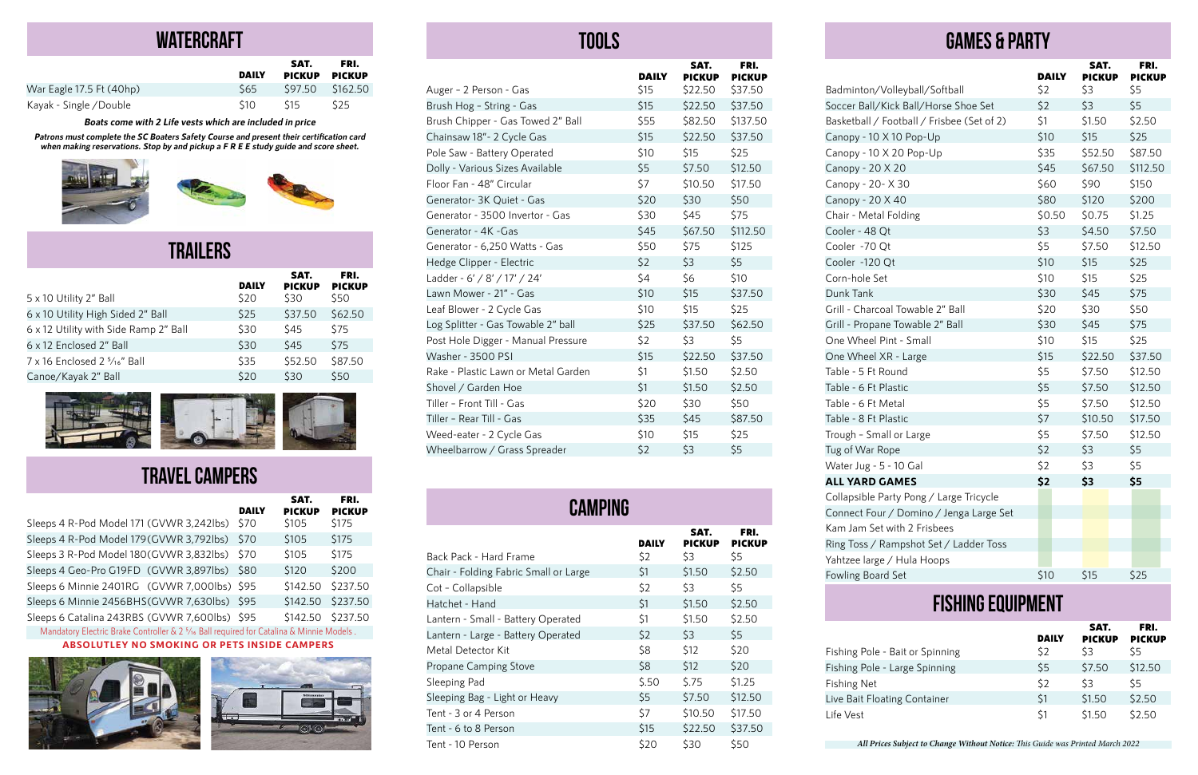## WATERCRAFT

| | DAILY | SAT. PICKUP | FRI. PICKUP |
|---|---|---|---|
| War Eagle 17.5 Ft (40hp) | $65 | $97.50 | $162.50 |
| Kayak - Single /Double | $10 | $15 | $25 |

***Boats come with 2 Life vests which are included in price***

***Patrons must complete the SC Boaters Safety Course and present their certification card when making reservations. Stop by and pickup a F R E E study guide and score sheet.***

## TRAILERS

| | DAILY | SAT. PICKUP | FRI. PICKUP |
|---|---|---|---|
| 5 x 10 Utility 2" Ball | $20 | $30 | $50 |
| 6 x 10 Utility High Sided 2" Ball | $25 | $37.50 | $62.50 |
| 6 x 12 Utility with Side Ramp 2" Ball | $30 | $45 | $75 |
| 6 x 12 Enclosed 2" Ball | $30 | $45 | $75 |
| 7 x 16 Enclosed 2 5/16" Ball | $35 | $52.50 | $87.50 |
| Canoe/Kayak 2" Ball | $20 | $30 | $50 |

## TRAVEL CAMPERS

| | DAILY | SAT. PICKUP | FRI. PICKUP |
|---|---|---|---|
| Sleeps 4 R-Pod Model 171 (GVWR 3,242lbs) | $70 | $105 | $175 |
| Sleeps 4 R-Pod Model 179(GVWR 3,792lbs) | $70 | $105 | $175 |
| Sleeps 3 R-Pod Model 180(GVWR 3,832lbs) | $70 | $105 | $175 |
| Sleeps 4 Geo-Pro G19FD (GVWR 3,897lbs) | $80 | $120 | $200 |
| Sleeps 6 Minnie 2401RG (GVWR 7,000lbs) | $95 | $142.50 | $237.50 |
| Sleeps 6 Minnie 2456BHS(GVWR 7,630lbs) | $95 | $142.50 | $237.50 |
| Sleeps 6 Catalina 243RBS (GVWR 7,600lbs) | $95 | $142.50 | $237.50 |

Mandatory Electric Brake Controller & 2 5/16 Ball required for Catalina & Minnie Models .

**ABSOLUTLEY NO SMOKING OR PETS INSIDE CAMPERS**

## TOOLS

| | DAILY | SAT. PICKUP | FRI. PICKUP |
|---|---|---|---|
| Auger – 2 Person - Gas | $15 | $22.50 | $37.50 |
| Brush Hog – String – Gas | $15 | $22.50 | $37.50 |
| Brush Chipper - Gas Towed 2" Ball | $55 | $82.50 | $137.50 |
| Chainsaw 18"- 2 Cycle Gas | $15 | $22.50 | $37.50 |
| Pole Saw - Battery Operated | $10 | $15 | $25 |
| Dolly - Various Sizes Available | $5 | $7.50 | $12.50 |
| Floor Fan - 48" Circular | $7 | $10.50 | $17.50 |
| Generator- 3K Quiet - Gas | $20 | $30 | $50 |
| Generator - 3500 Invertor - Gas | $30 | $45 | $75 |
| Generator - 4K -Gas | $45 | $67.50 | $112.50 |
| Generator - 6,250 Watts - Gas | $50 | $75 | $125 |
| Hedge Clipper - Electric | $2 | $3 | $5 |
| Ladder - 6' / 8' / 17' / 24' | $4 | $6 | $10 |
| Lawn Mower – 21" - Gas | $10 | $15 | $37.50 |
| Leaf Blower - 2 Cycle Gas | $10 | $15 | $25 |
| Log Splitter - Gas Towable 2" ball | $25 | $37.50 | $62.50 |
| Post Hole Digger - Manual Pressure | $2 | $3 | $5 |
| Washer - 3500 PSI | $15 | $22.50 | $37.50 |
| Rake - Plastic Lawn or Metal Garden | $1 | $1.50 | $2.50 |
| Shovel / Garden Hoe | $1 | $1.50 | $2.50 |
| Tiller – Front Till - Gas | $20 | $30 | $50 |
| Tiller – Rear Till - Gas | $35 | $45 | $87.50 |
| Weed-eater - 2 Cycle Gas | $10 | $15 | $25 |
| Wheelbarrow / Grass Spreader | $2 | $3 | $5 |

## CAMPING

| | DAILY | SAT. PICKUP | FRI. PICKUP |
|---|---|---|---|
| Back Pack - Hard Frame | $2 | $3 | $5 |
| Chair - Folding Fabric Small or Large | $1 | $1.50 | $2.50 |
| Cot – Collapsible | $2 | $3 | $5 |
| Hatchet - Hand | $1 | $1.50 | $2.50 |
| Lantern - Small - Battery Operated | $1 | $1.50 | $2.50 |
| Lantern - Large - Battery Operated | $2 | $3 | $5 |
| Metal Detector Kit | $8 | $12 | $20 |
| Propane Camping Stove | $8 | $12 | $20 |
| Sleeping Pad | $.50 | $.75 | $1.25 |
| Sleeping Bag - Light or Heavy | $5 | $7.50 | $12.50 |
| Tent - 3 or 4 Person | $7 | $10.50 | $17.50 |
| Tent - 6 to 8 Person | $15 | $22.50 | $37.50 |
| Tent - 10 Person | $20 | $30 | $50 |

## GAMES & PARTY

| | DAILY | SAT. PICKUP | FRI. PICKUP |
|---|---|---|---|
| Badminton/Volleyball/Softball | $2 | $3 | $5 |
| Soccer Ball/Kick Ball/Horse Shoe Set | $2 | $3 | $5 |
| Basketball / Football / Frisbee (Set of 2) | $1 | $1.50 | $2.50 |
| Canopy - 10 X 10 Pop-Up | $10 | $15 | $25 |
| Canopy - 10 X 20 Pop-Up | $35 | $52.50 | $87.50 |
| Canopy - 20 X 20 | $45 | $67.50 | $112.50 |
| Canopy - 20- X 30 | $60 | $90 | $150 |
| Canopy - 20 X 40 | $80 | $120 | $200 |
| Chair - Metal Folding | $0.50 | $0.75 | $1.25 |
| Cooler - 48 Qt | $3 | $4.50 | $7.50 |
| Cooler -70 Qt | $5 | $7.50 | $12.50 |
| Cooler -120 Qt | $10 | $15 | $25 |
| Corn-hole Set | $10 | $15 | $25 |
| Dunk Tank | $30 | $45 | $75 |
| Grill - Charcoal Towable 2" Ball | $20 | $30 | $50 |
| Grill - Propane Towable 2" Ball | $30 | $45 | $75 |
| One Wheel Pint - Small | $10 | $15 | $25 |
| One Wheel XR - Large | $15 | $22.50 | $37.50 |
| Table - 5 Ft Round | $5 | $7.50 | $12.50 |
| Table - 6 Ft Plastic | $5 | $7.50 | $12.50 |
| Table - 6 Ft Metal | $5 | $7.50 | $12.50 |
| Table - 8 Ft Plastic | $7 | $10.50 | $17.50 |
| Trough – Small or Large | $5 | $7.50 | $12.50 |
| Tug of War Rope | $2 | $3 | $5 |
| Water Jug - 5 - 10 Gal | $2 | $3 | $5 |
| **ALL YARD GAMES** | **$2** | **$3** | **$5** |
| Collapsible Party Pong / Large Tricycle | | | |
| Connect Four / Domino / Jenga Large Set | | | |
| Kam Jam Set with 2 Frisbees | | | |
| Ring Toss / Rampshot Set / Ladder Toss | | | |
| Yahtzee large / Hula Hoops | | | |
| Fowling Board Set | $10 | $15 | $25 |

## FISHING EQUIPMENT

| | DAILY | SAT. PICKUP | FRI. PICKUP |
|---|---|---|---|
| Fishing Pole - Bait or Spinning | $2 | $3 | $5 |
| Fishing Pole - Large Spinning | $5 | $7.50 | $12.50 |
| Fishing Net | $2 | $3 | $5 |
| Live Bait Floating Container | $1 | $1.50 | $2.50 |
| Life Vest | $1 | $1.50 | $2.50 |

***All Prices Subject to Change Without Notice:** This Guide was Printed March 2022*